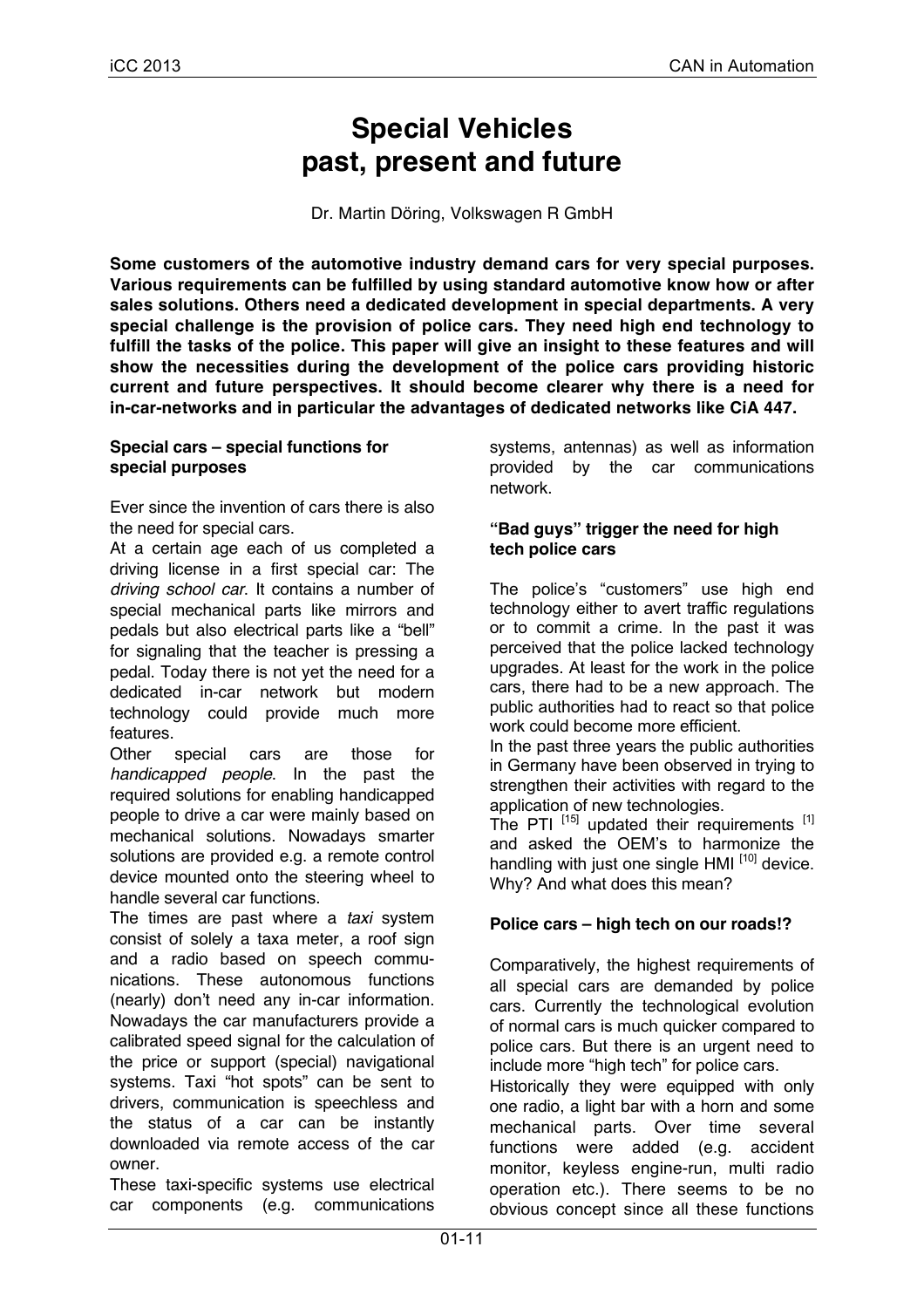# Special Vehicles past, present and future

Dr. Martin Döring, Volkswagen R GmbH

**Some customers of the automotive industry demand cars for very special purposes. Various requirements can be fulfilled by using standard automotive know how or after sales solutions. Others need a dedicated development in special departments. A very special challenge is the provision of police cars. They need high end technology to fulfill the tasks of the police. This paper will give an insight to these features and will show the necessities during the development of the police cars providing historic current and future perspectives. It should become clearer why there is a need for in-car-networks and in particular the advantages of dedicated networks like CiA 447.**

### Special cars – special functions for special purposes

Ever since the invention of cars there is also the need for special cars.

At a certain age each of us completed a driving license in a first special car: The *driving school car*. It contains a number of special mechanical parts like mirrors and pedals but also electrical parts like a "bell" for signaling that the teacher is pressing a pedal. Today there is not yet the need for a dedicated in-car network but modern technology could provide much more features.

Other special cars are those for *handicapped people*. In the past the required solutions for enabling handicapped people to drive a car were mainly based on mechanical solutions. Nowadays smarter solutions are provided e.g. a remote control device mounted onto the steering wheel to handle several car functions.

The times are past where a *taxi* system consist of solely a taxa meter, a roof sign and a radio based on speech communications. These autonomous functions (nearly) don't need any in-car information. Nowadays the car manufacturers provide a calibrated speed signal for the calculation of the price or support (special) navigational systems. Taxi "hot spots" can be sent to drivers, communication is speechless and the status of a car can be instantly downloaded via remote access of the car owner.

These taxi-specific systems use electrical car components (e.g. communications systems, antennas) as well as information provided by the car communications network.

### "Bad guys" trigger the need for high tech police cars

The police's "customers" use high end technology either to avert traffic regulations or to commit a crime. In the past it was perceived that the police lacked technology upgrades. At least for the work in the police cars, there had to be a new approach. The public authorities had to react so that police work could become more efficient.

In the past three years the public authorities in Germany have been observed in trying to strengthen their activities with regard to the application of new technologies.

The PTI [15] updated their requirements [1] and asked the OEM's to harmonize the handling with just one single HMI [10] device. Why? And what does this mean?

### Police cars – high tech on our roads!?

Comparatively, the highest requirements of all special cars are demanded by police cars. Currently the technological evolution of normal cars is much quicker compared to police cars. But there is an urgent need to include more "high tech" for police cars.

Historically they were equipped with only one radio, a light bar with a horn and some mechanical parts. Over time several functions were added (e.g. accident monitor, keyless engine-run, multi radio operation etc.). There seems to be no obvious concept since all these functions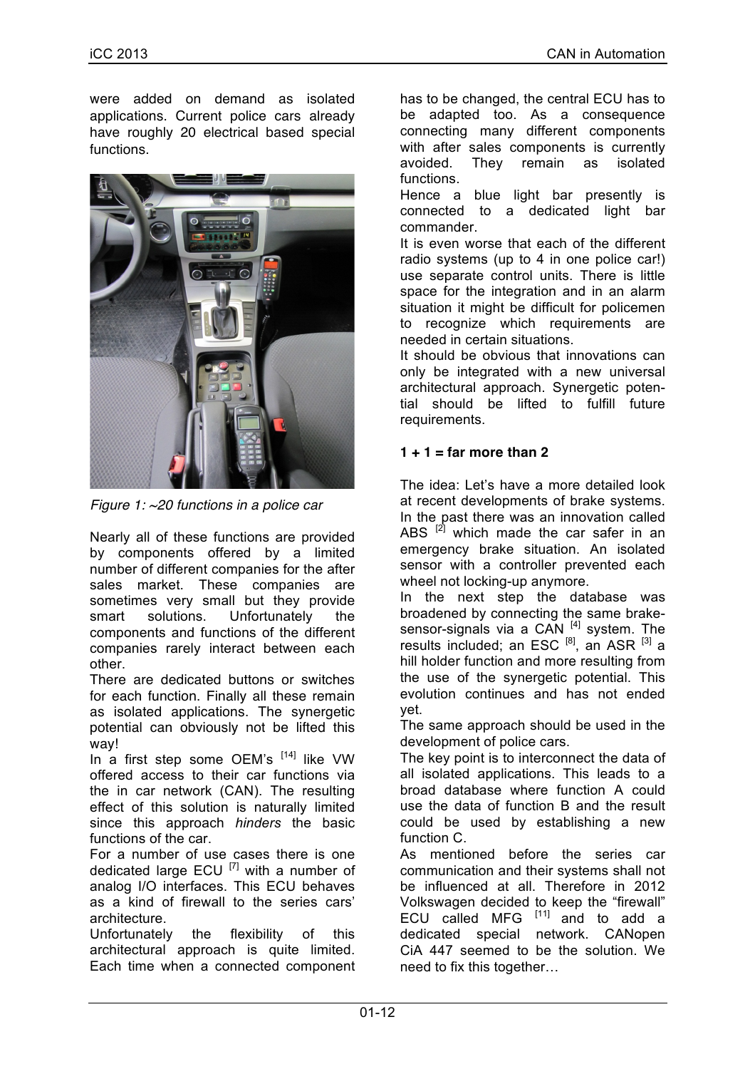were added on demand as isolated applications. Current police cars already have roughly 20 electrical based special functions.

*Figure 1: ~20 functions in a police car*

Nearly all of these functions are provided by components offered by a limited number of different companies for the after sales market. These companies are sometimes very small but they provide smart solutions. Unfortunately the components and functions of the different companies rarely interact between each other.

There are dedicated buttons or switches for each function. Finally all these remain as isolated applications. The synergetic potential can obviously not be lifted this way!

In a first step some OEM's [14] like VW offered access to their car functions via the in car network (CAN). The resulting effect of this solution is naturally limited since this approach *hinders* the basic functions of the car.

For a number of use cases there is one dedicated large ECU [7] with a number of analog I/O interfaces. This ECU behaves as a kind of firewall to the series cars' architecture.

Unfortunately the flexibility of this architectural approach is quite limited. Each time when a connected component has to be changed, the central ECU has to be adapted too. As a consequence connecting many different components with after sales components is currently avoided. They remain as isolated functions.

Hence a blue light bar presently is connected to a dedicated light bar commander.

It is even worse that each of the different radio systems (up to 4 in one police car!) use separate control units. There is little space for the integration and in an alarm situation it might be difficult for policemen to recognize which requirements are needed in certain situations.

It should be obvious that innovations can only be integrated with a new universal architectural approach. Synergetic potential should be lifted to fulfill future requirements.

**1 + 1 = far more than 2**

The idea: Let's have a more detailed look at recent developments of brake systems. In the past there was an innovation called ABS [2] which made the car safer in an emergency brake situation. An isolated sensor with a controller prevented each wheel not locking-up anymore.

In the next step the database was broadened by connecting the same brake-sensor-signals via a CAN [4] system. The results included; an ESC [8], an ASR [3] a hill holder function and more resulting from the use of the synergetic potential. This evolution continues and has not ended yet.

The same approach should be used in the development of police cars.

The key point is to interconnect the data of all isolated applications. This leads to a broad database where function A could use the data of function B and the result could be used by establishing a new function C.

As mentioned before the series car communication and their systems shall not be influenced at all. Therefore in 2012 Volkswagen decided to keep the "firewall" ECU called MFG [11] and to add a dedicated special network. CANopen CiA 447 seemed to be the solution. We need to fix this together…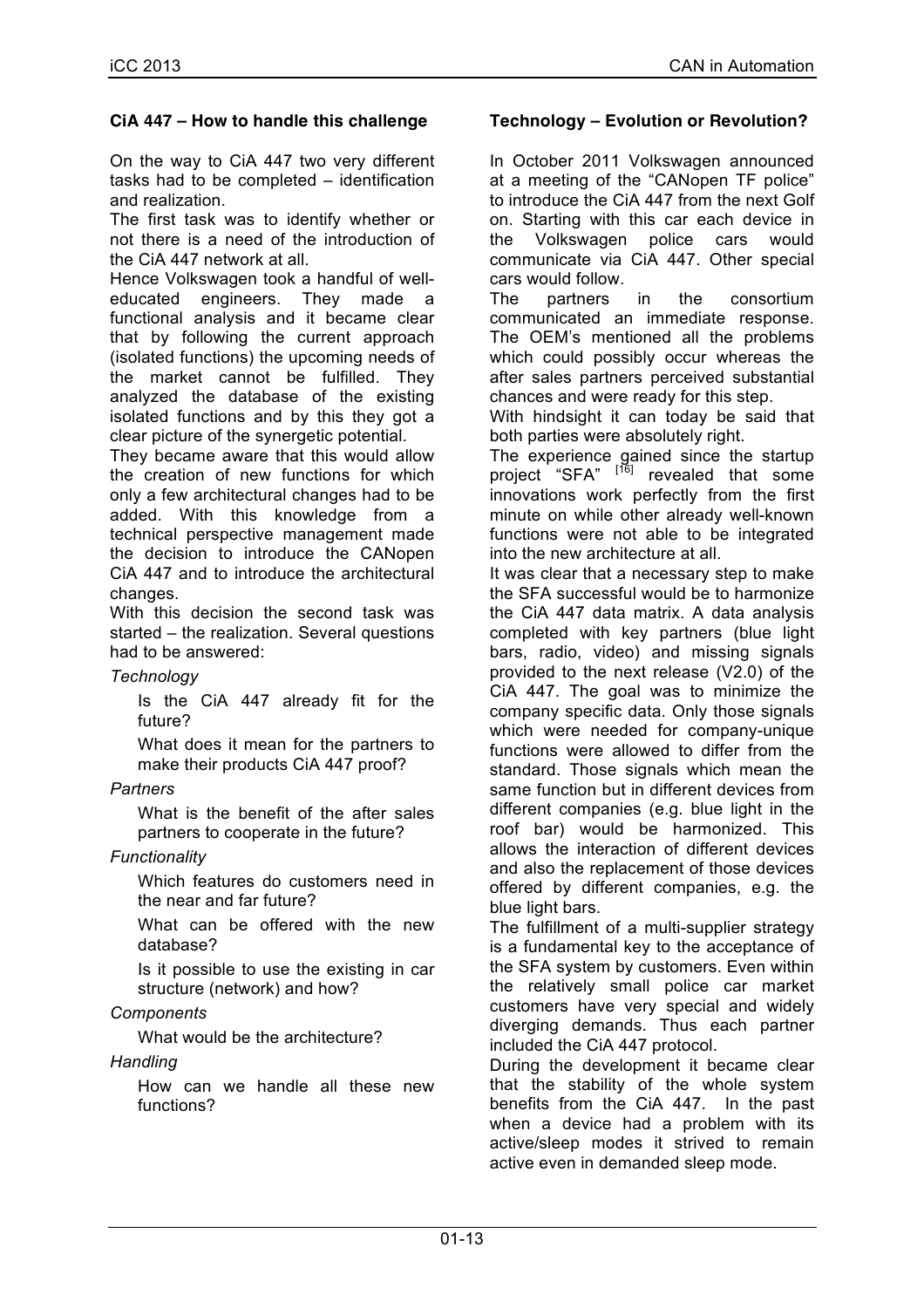### CiA 447 – How to handle this challenge

On the way to CiA 447 two very different tasks had to be completed – identification and realization.

The first task was to identify whether or not there is a need of the introduction of the CiA 447 network at all.

Hence Volkswagen took a handful of well-educated engineers. They made a functional analysis and it became clear that by following the current approach (isolated functions) the upcoming needs of the market cannot be fulfilled. They analyzed the database of the existing isolated functions and by this they got a clear picture of the synergetic potential.

They became aware that this would allow the creation of new functions for which only a few architectural changes had to be added. With this knowledge from a technical perspective management made the decision to introduce the CANopen CiA 447 and to introduce the architectural changes.

With this decision the second task was started – the realization. Several questions had to be answered:

*Technology*

Is the CiA 447 already fit for the future?

What does it mean for the partners to make their products CiA 447 proof?

*Partners*

What is the benefit of the after sales partners to cooperate in the future?

*Functionality*

Which features do customers need in the near and far future?

What can be offered with the new database?

Is it possible to use the existing in car structure (network) and how?

*Components*

What would be the architecture?

*Handling*

How can we handle all these new functions?

### Technology – Evolution or Revolution?

In October 2011 Volkswagen announced at a meeting of the "CANopen TF police" to introduce the CiA 447 from the next Golf on. Starting with this car each device in the Volkswagen police cars would communicate via CiA 447. Other special cars would follow.

The partners in the consortium communicated an immediate response. The OEM's mentioned all the problems which could possibly occur whereas the after sales partners perceived substantial chances and were ready for this step.

With hindsight it can today be said that both parties were absolutely right.

The experience gained since the startup project "SFA" [16] revealed that some innovations work perfectly from the first minute on while other already well-known functions were not able to be integrated into the new architecture at all.

It was clear that a necessary step to make the SFA successful would be to harmonize the CiA 447 data matrix. A data analysis completed with key partners (blue light bars, radio, video) and missing signals provided to the next release (V2.0) of the CiA 447. The goal was to minimize the company specific data. Only those signals which were needed for company-unique functions were allowed to differ from the standard. Those signals which mean the same function but in different devices from different companies (e.g. blue light in the roof bar) would be harmonized. This allows the interaction of different devices and also the replacement of those devices offered by different companies, e.g. the blue light bars.

The fulfillment of a multi-supplier strategy is a fundamental key to the acceptance of the SFA system by customers. Even within the relatively small police car market customers have very special and widely diverging demands. Thus each partner included the CiA 447 protocol.

During the development it became clear that the stability of the whole system benefits from the CiA 447. In the past when a device had a problem with its active/sleep modes it strived to remain active even in demanded sleep mode.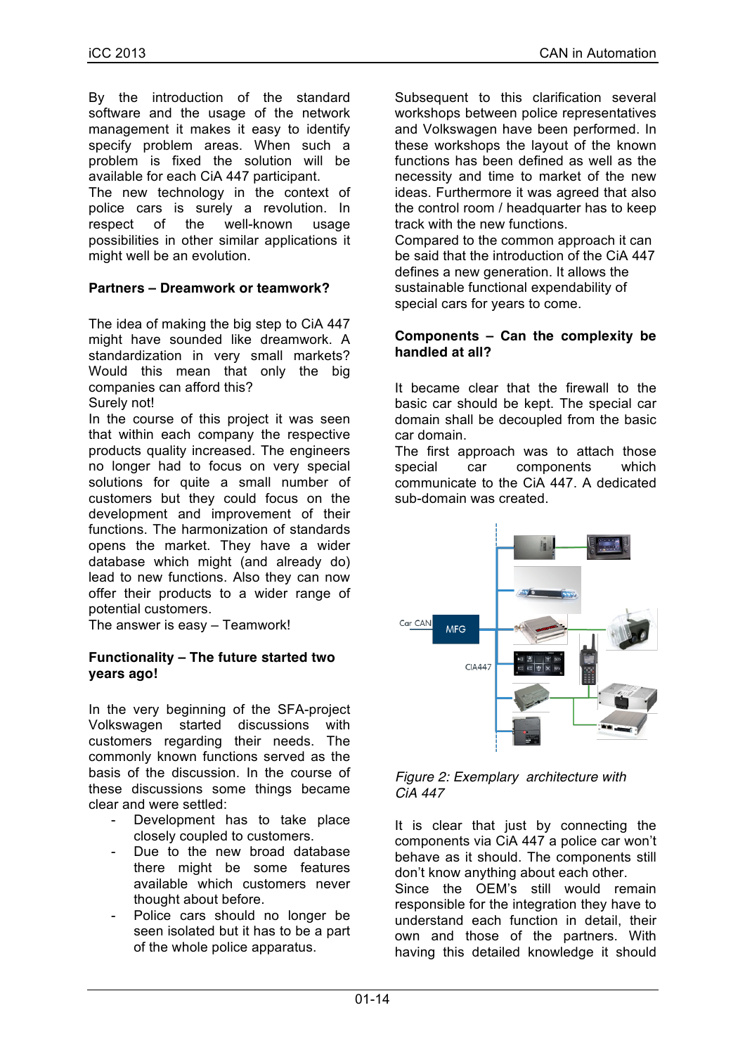By the introduction of the standard software and the usage of the network management it makes it easy to identify specify problem areas. When such a problem is fixed the solution will be available for each CiA 447 participant.
The new technology in the context of police cars is surely a revolution. In respect of the well-known usage possibilities in other similar applications it might well be an evolution.

## Partners – Dreamwork or teamwork?

The idea of making the big step to CiA 447 might have sounded like dreamwork. A standardization in very small markets? Would this mean that only the big companies can afford this?
Surely not!
In the course of this project it was seen that within each company the respective products quality increased. The engineers no longer had to focus on very special solutions for quite a small number of customers but they could focus on the development and improvement of their functions. The harmonization of standards opens the market. They have a wider database which might (and already do) lead to new functions. Also they can now offer their products to a wider range of potential customers.
The answer is easy – Teamwork!

## Functionality – The future started two years ago!

In the very beginning of the SFA-project Volkswagen started discussions with customers regarding their needs. The commonly known functions served as the basis of the discussion. In the course of these discussions some things became clear and were settled:

- Development has to take place closely coupled to customers.
- Due to the new broad database there might be some features available which customers never thought about before.
- Police cars should no longer be seen isolated but it has to be a part of the whole police apparatus.

Subsequent to this clarification several workshops between police representatives and Volkswagen have been performed. In these workshops the layout of the known functions has been defined as well as the necessity and time to market of the new ideas. Furthermore it was agreed that also the control room / headquarter has to keep track with the new functions.
Compared to the common approach it can be said that the introduction of the CiA 447 defines a new generation. It allows the sustainable functional expendability of special cars for years to come.

## Components – Can the complexity be handled at all?

It became clear that the firewall to the basic car should be kept. The special car domain shall be decoupled from the basic car domain.
The first approach was to attach those special car components which communicate to the CiA 447. A dedicated sub-domain was created.

*Figure 2: Exemplary architecture with CiA 447*

It is clear that just by connecting the components via CiA 447 a police car won't behave as it should. The components still don't know anything about each other.
Since the OEM's still would remain responsible for the integration they have to understand each function in detail, their own and those of the partners. With having this detailed knowledge it should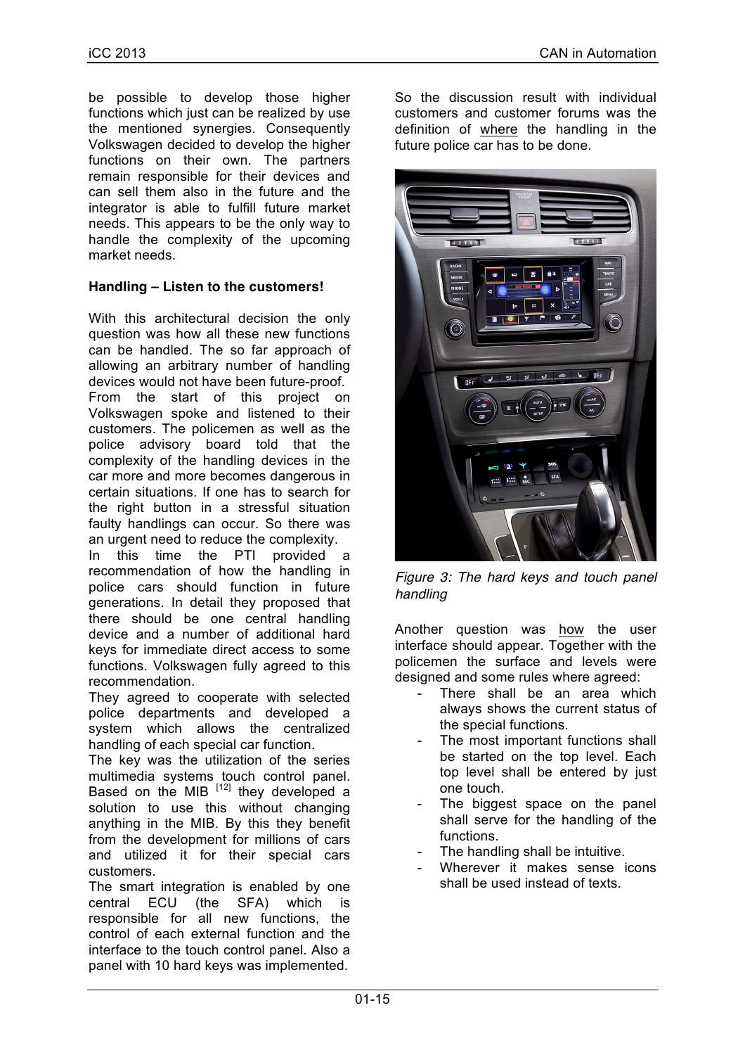be possible to develop those higher functions which just can be realized by use the mentioned synergies. Consequently Volkswagen decided to develop the higher functions on their own. The partners remain responsible for their devices and can sell them also in the future and the integrator is able to fulfill future market needs. This appears to be the only way to handle the complexity of the upcoming market needs.

### Handling – Listen to the customers!

With this architectural decision the only question was how all these new functions can be handled. The so far approach of allowing an arbitrary number of handling devices would not have been future-proof.
From the start of this project on Volkswagen spoke and listened to their customers. The policemen as well as the police advisory board told that the complexity of the handling devices in the car more and more becomes dangerous in certain situations. If one has to search for the right button in a stressful situation faulty handlings can occur. So there was an urgent need to reduce the complexity.
In this time the PTI provided a recommendation of how the handling in police cars should function in future generations. In detail they proposed that there should be one central handling device and a number of additional hard keys for immediate direct access to some functions. Volkswagen fully agreed to this recommendation.
They agreed to cooperate with selected police departments and developed a system which allows the centralized handling of each special car function.
The key was the utilization of the series multimedia systems touch control panel. Based on the MIB [12] they developed a solution to use this without changing anything in the MIB. By this they benefit from the development for millions of cars and utilized it for their special cars customers.
The smart integration is enabled by one central ECU (the SFA) which is responsible for all new functions, the control of each external function and the interface to the touch control panel. Also a panel with 10 hard keys was implemented.

So the discussion result with individual customers and customer forums was the definition of where the handling in the future police car has to be done.

*Figure 3: The hard keys and touch panel handling*

Another question was how the user interface should appear. Together with the policemen the surface and levels were designed and some rules where agreed:

- There shall be an area which always shows the current status of the special functions.
- The most important functions shall be started on the top level. Each top level shall be entered by just one touch.
- The biggest space on the panel shall serve for the handling of the functions.
- The handling shall be intuitive.
- Wherever it makes sense icons shall be used instead of texts.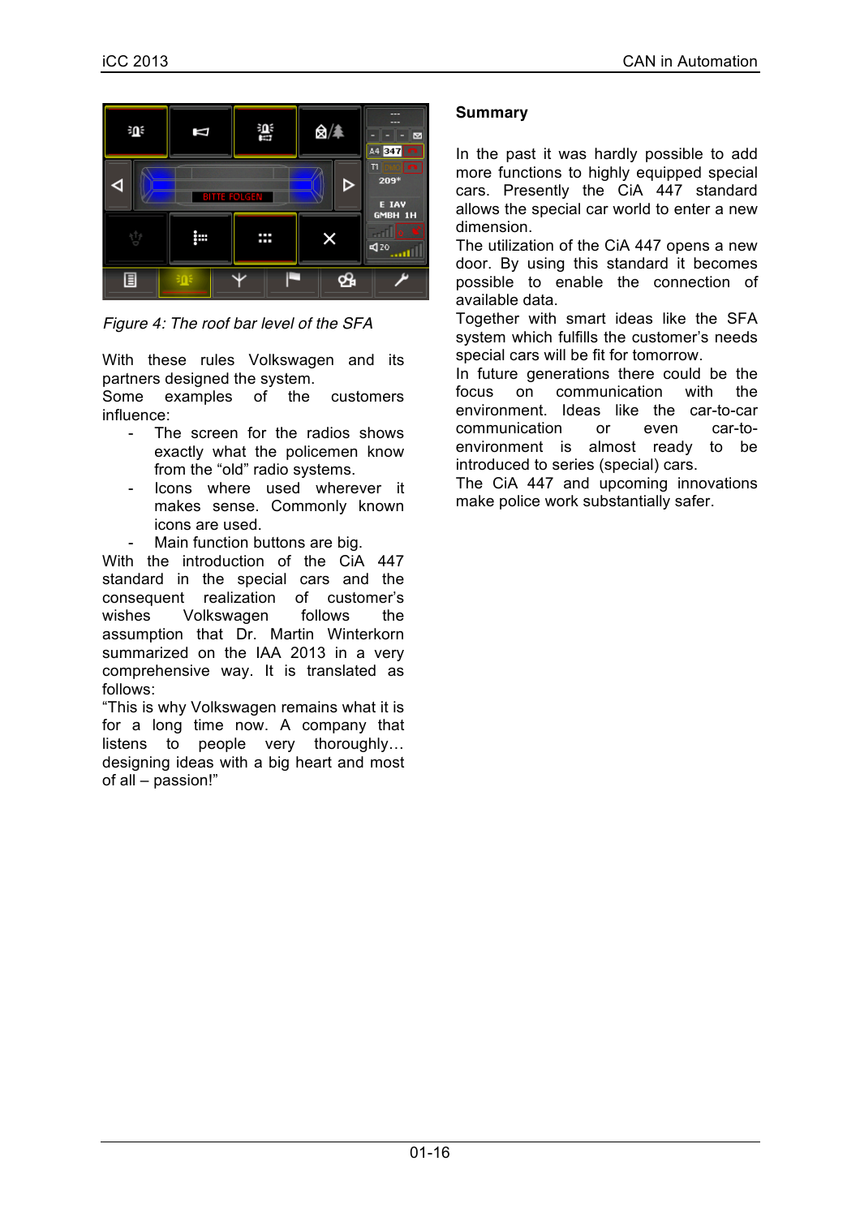*Figure 4: The roof bar level of the SFA*

With these rules Volkswagen and its partners designed the system.
Some examples of the customers influence:

- The screen for the radios shows exactly what the policemen know from the “old” radio systems.
- Icons where used wherever it makes sense. Commonly known icons are used.
- Main function buttons are big.

With the introduction of the CiA 447 standard in the special cars and the consequent realization of customer’s wishes Volkswagen follows the assumption that Dr. Martin Winterkorn summarized on the IAA 2013 in a very comprehensive way. It is translated as follows:
“This is why Volkswagen remains what it is for a long time now. A company that listens to people very thoroughly… designing ideas with a big heart and most of all – passion!”

**Summary**

In the past it was hardly possible to add more functions to highly equipped special cars. Presently the CiA 447 standard allows the special car world to enter a new dimension.
The utilization of the CiA 447 opens a new door. By using this standard it becomes possible to enable the connection of available data.
Together with smart ideas like the SFA system which fulfills the customer’s needs special cars will be fit for tomorrow.
In future generations there could be the focus on communication with the environment. Ideas like the car-to-car communication or even car-to-environment is almost ready to be introduced to series (special) cars.
The CiA 447 and upcoming innovations make police work substantially safer.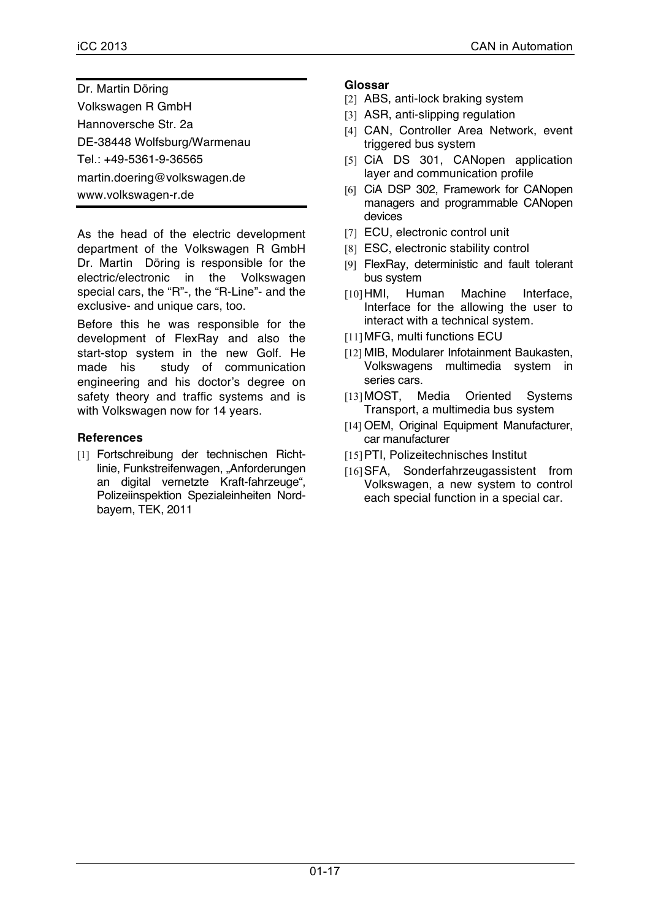Dr. Martin Döring
Volkswagen R GmbH
Hannoversche Str. 2a
DE-38448 Wolfsburg/Warmenau
Tel.: +49-5361-9-36565
martin.doering@volkswagen.de
www.volkswagen-r.de

As the head of the electric development department of the Volkswagen R GmbH Dr. Martin Döring is responsible for the electric/electronic in the Volkswagen special cars, the "R"-, the "R-Line"- and the exclusive- and unique cars, too.

Before this he was responsible for the development of FlexRay and also the start-stop system in the new Golf. He made his study of communication engineering and his doctor's degree on safety theory and traffic systems and is with Volkswagen now for 14 years.

### References

[1] Fortschreibung der technischen Richtlinie, Funkstreifenwagen, „Anforderungen an digital vernetzte Kraft-fahrzeuge", Polizeiinspektion Spezialeinheiten Nordbayern, TEK, 2011

### Glossar

[2] ABS, anti-lock braking system

[3] ASR, anti-slipping regulation

[4] CAN, Controller Area Network, event triggered bus system

[5] CiA DS 301, CANopen application layer and communication profile

[6] CiA DSP 302, Framework for CANopen managers and programmable CANopen devices

[7] ECU, electronic control unit

[8] ESC, electronic stability control

[9] FlexRay, deterministic and fault tolerant bus system

[10] HMI, Human Machine Interface, Interface for the allowing the user to interact with a technical system.

[11] MFG, multi functions ECU

[12] MIB, Modularer Infotainment Baukasten, Volkswagens multimedia system in series cars.

[13] MOST, Media Oriented Systems Transport, a multimedia bus system

[14] OEM, Original Equipment Manufacturer, car manufacturer

[15] PTI, Polizeitechnisches Institut

[16] SFA, Sonderfahrzeugassistent from Volkswagen, a new system to control each special function in a special car.